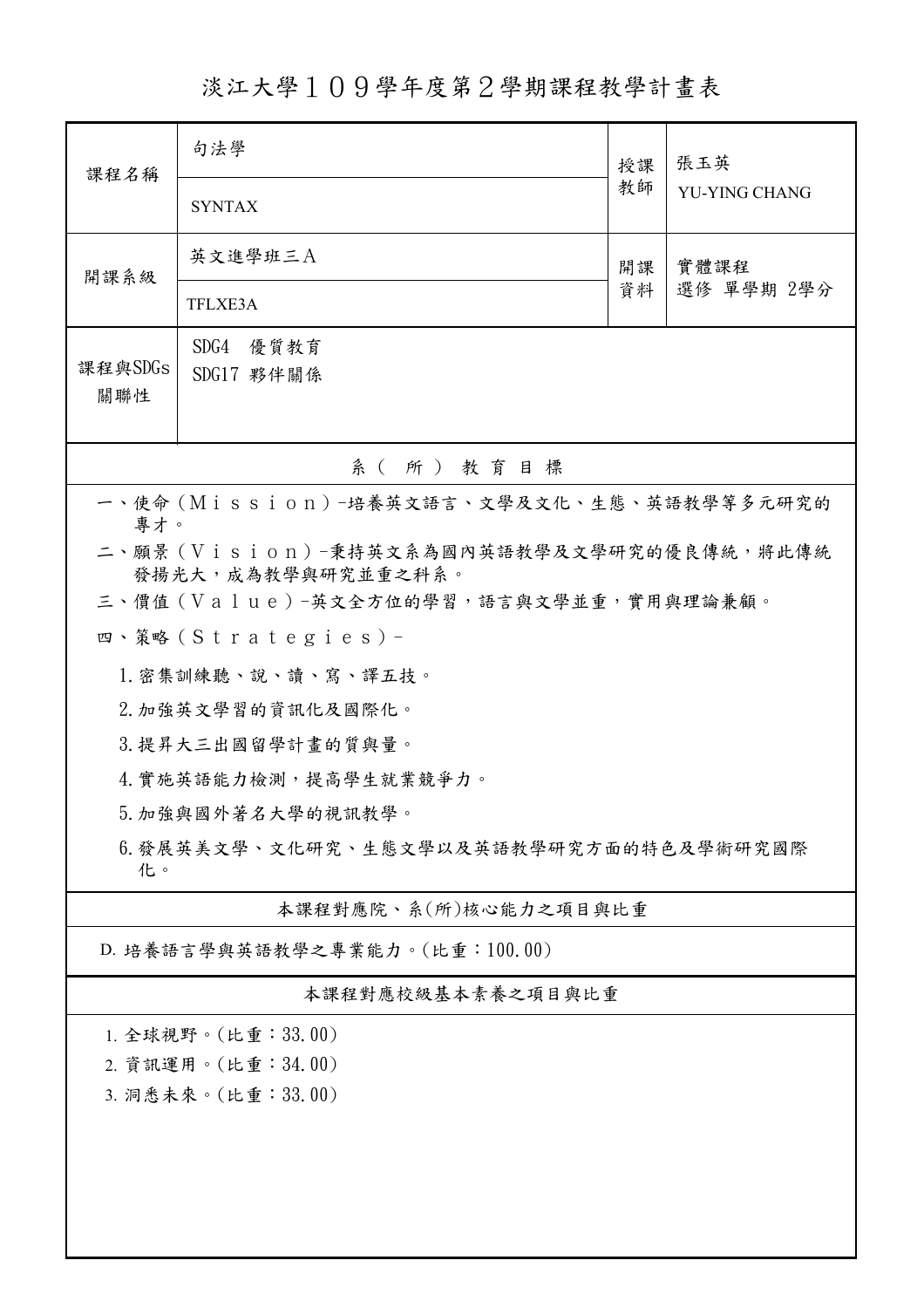# 淡江大學１０９學年度第２學期課程教學計畫表

| 課程名稱 | 句法學 | 授課教師 | 張玉英 |
|---|---|---|---|
| | SYNTAX | | YU-YING CHANG |
| 開課系級 | 英文進學班三Ａ | 開課資料 | 實體課程<br>選修 單學期 2學分 |
| | TFLXE3A | | |
| 課程與SDGs關聯性 | SDG4 優質教育<br>SDG17 夥伴關係 | | |

## 系（所）教育目標

一、使命（Ｍｉｓｓｉｏｎ）-培養英文語言、文學及文化、生態、英語教學等多元研究的專才。

二、願景（Ｖｉｓｉｏｎ）-秉持英文系為國內英語教學及文學研究的優良傳統，將此傳統發揚光大，成為教學與研究並重之科系。

三、價值（Ｖａｌｕｅ）-英文全方位的學習，語言與文學並重，實用與理論兼顧。

四、策略（Ｓｔｒａｔｅｇｉｅｓ）-

1. 密集訓練聽、說、讀、寫、譯五技。
2. 加強英文學習的資訊化及國際化。
3. 提昇大三出國留學計畫的質與量。
4. 實施英語能力檢測，提高學生就業競爭力。
5. 加強與國外著名大學的視訊教學。
6. 發展英美文學、文化研究、生態文學以及英語教學研究方面的特色及學術研究國際化。

## 本課程對應院、系(所)核心能力之項目與比重

D. 培養語言學與英語教學之專業能力。(比重：100.00)

## 本課程對應校級基本素養之項目與比重

1. 全球視野。(比重：33.00)
2. 資訊運用。(比重：34.00)
3. 洞悉未來。(比重：33.00)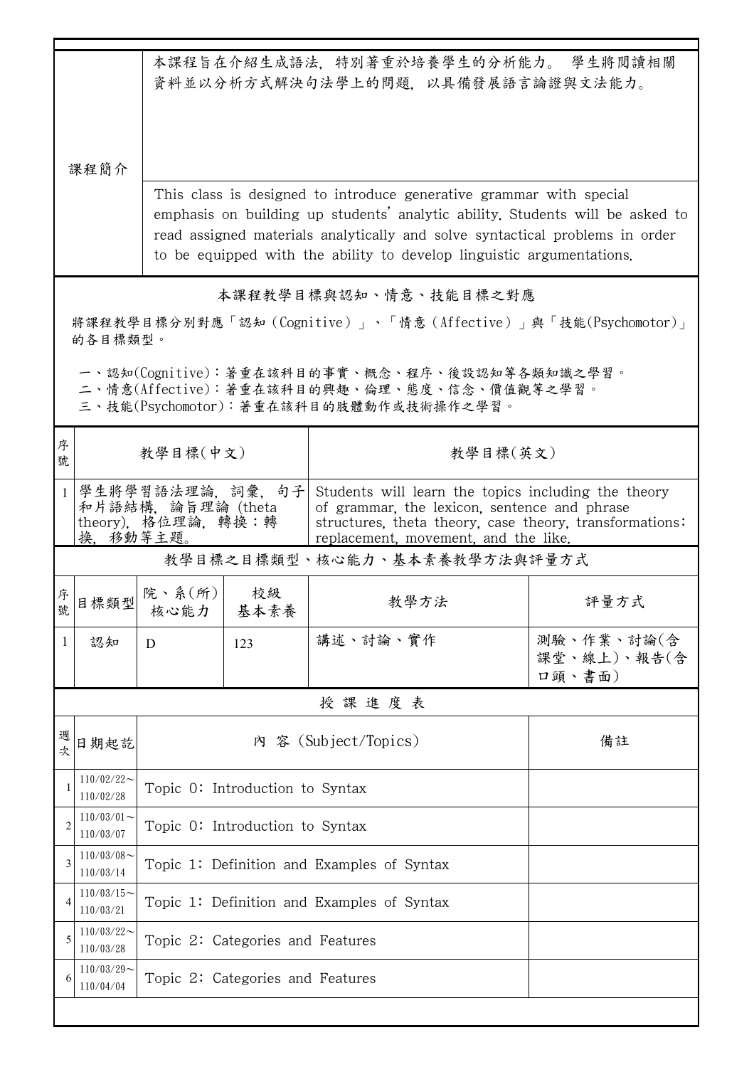| 課程簡介 | 本課程旨在介紹生成語法，特別著重於培養學生的分析能力。 學生將閱讀相關資料並以分析方式解決句法學上的問題，以具備發展語言論證與文法能力。 |
|---|---|
| | This class is designed to introduce generative grammar with special emphasis on building up students' analytic ability. Students will be asked to read assigned materials analytically and solve syntactical problems in order to be equipped with the ability to develop linguistic argumentations. |

## 本課程教學目標與認知、情意、技能目標之對應

將課程教學目標分別對應「認知（Cognitive）」、「情意（Affective）」與「技能(Psychomotor)」的各目標類型。

一、認知(Cognitive)：著重在該科目的事實、概念、程序、後設認知等各類知識之學習。
二、情意(Affective)：著重在該科目的興趣、倫理、態度、信念、價值觀等之學習。
三、技能(Psychomotor)：著重在該科目的肢體動作或技術操作之學習。

| 序號 | 教學目標(中文) | 教學目標(英文) |
|---|---|---|
| 1 | 學生將學習語法理論，詞彙，句子和片語結構，論旨理論 (theta theory)，格位理論，轉換：轉換，移動等主題。 | Students will learn the topics including the theory of grammar, the lexicon, sentence and phrase structures, theta theory, case theory, transformations: replacement, movement, and the like. |

## 教學目標之目標類型、核心能力、基本素養教學方法與評量方式

| 序號 | 目標類型 | 院、系(所)核心能力 | 校級基本素養 | 教學方法 | 評量方式 |
|---|---|---|---|---|---|
| 1 | 認知 | D | 123 | 講述、討論、實作 | 測驗、作業、討論(含課堂、線上)、報告(含口頭、書面) |

## 授 課 進 度 表

| 週次 | 日期起訖 | 內 容 (Subject/Topics) | 備註 |
|---|---|---|---|
| 1 | 110/02/22～110/02/28 | Topic 0: Introduction to Syntax | |
| 2 | 110/03/01～110/03/07 | Topic 0: Introduction to Syntax | |
| 3 | 110/03/08～110/03/14 | Topic 1: Definition and Examples of Syntax | |
| 4 | 110/03/15～110/03/21 | Topic 1: Definition and Examples of Syntax | |
| 5 | 110/03/22～110/03/28 | Topic 2: Categories and Features | |
| 6 | 110/03/29～110/04/04 | Topic 2: Categories and Features | |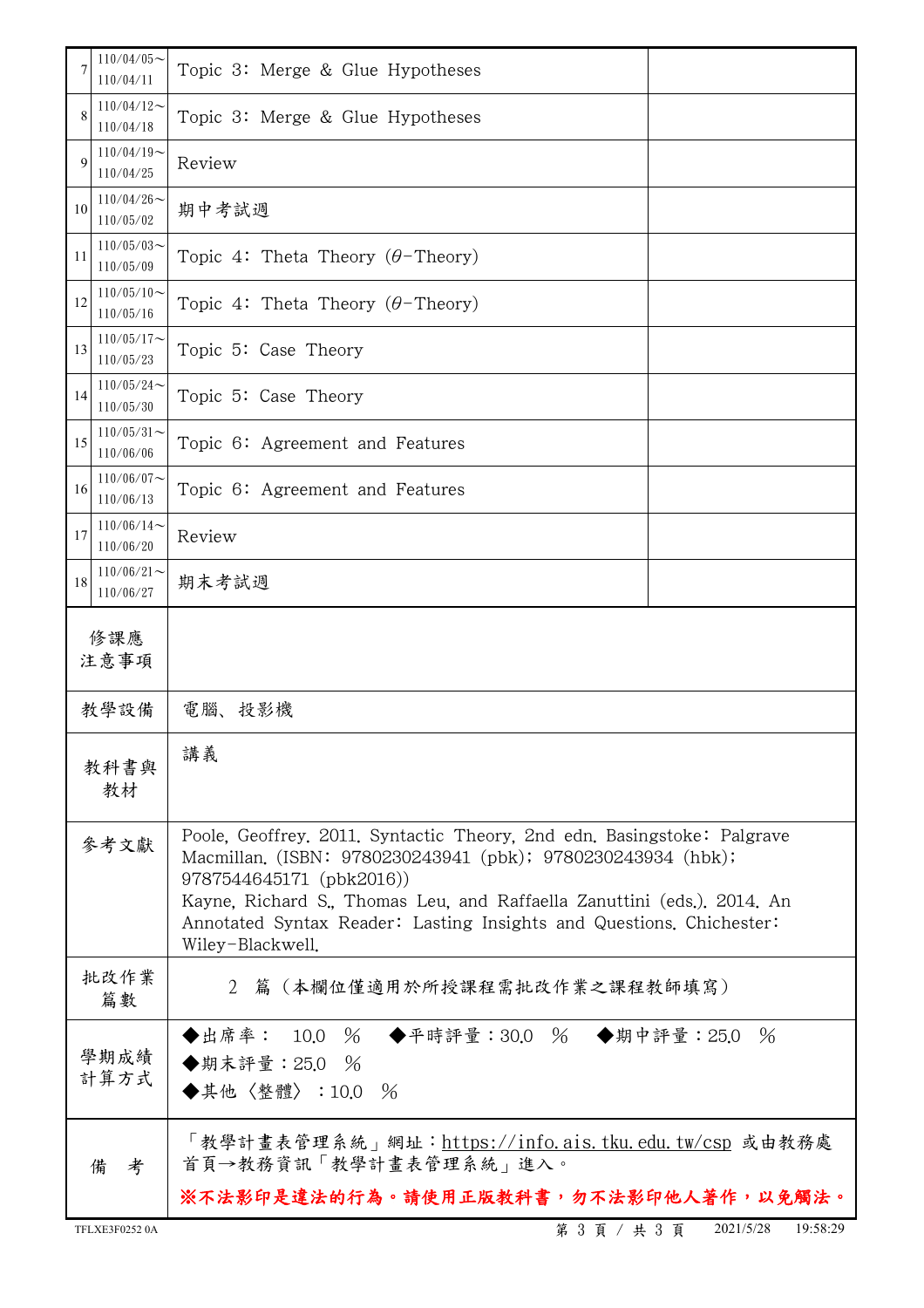| | | | |
|---|---|---|---|
| 7 | 110/04/05～110/04/11 | Topic 3: Merge & Glue Hypotheses | |
| 8 | 110/04/12～110/04/18 | Topic 3: Merge & Glue Hypotheses | |
| 9 | 110/04/19～110/04/25 | Review | |
| 10 | 110/04/26～110/05/02 | 期中考試週 | |
| 11 | 110/05/03～110/05/09 | Topic 4: Theta Theory ($\theta$-Theory) | |
| 12 | 110/05/10～110/05/16 | Topic 4: Theta Theory ($\theta$-Theory) | |
| 13 | 110/05/17～110/05/23 | Topic 5: Case Theory | |
| 14 | 110/05/24～110/05/30 | Topic 5: Case Theory | |
| 15 | 110/05/31～110/06/06 | Topic 6: Agreement and Features | |
| 16 | 110/06/07～110/06/13 | Topic 6: Agreement and Features | |
| 17 | 110/06/14～110/06/20 | Review | |
| 18 | 110/06/21～110/06/27 | 期末考試週 | |

| | |
|---|---|
| 修課應注意事項 | |
| 教學設備 | 電腦、投影機 |
| 教科書與教材 | 講義 |
| 參考文獻 | Poole, Geoffrey. 2011. Syntactic Theory, 2nd edn. Basingstoke: Palgrave Macmillan. (ISBN: 9780230243941 (pbk); 9780230243934 (hbk); 9787544645171 (pbk2016))<br>Kayne, Richard S., Thomas Leu, and Raffaella Zanuttini (eds.). 2014. An Annotated Syntax Reader: Lasting Insights and Questions. Chichester: Wiley-Blackwell. |
| 批改作業篇數 | 2 篇（本欄位僅適用於所授課程需批改作業之課程教師填寫） |
| 學期成績計算方式 | ◆出席率： 10.0 ％ ◆平時評量：30.0 ％ ◆期中評量：25.0 ％<br>◆期末評量：25.0 ％<br>◆其他〈整體〉：10.0 ％ |
| 備　考 | 「教學計畫表管理系統」網址：https://info.ais.tku.edu.tw/csp 或由教務處首頁→教務資訊「教學計畫表管理系統」進入。<br>**※不法影印是違法的行為。請使用正版教科書，勿不法影印他人著作，以免觸法。** |

TFLXE3F0252 0A